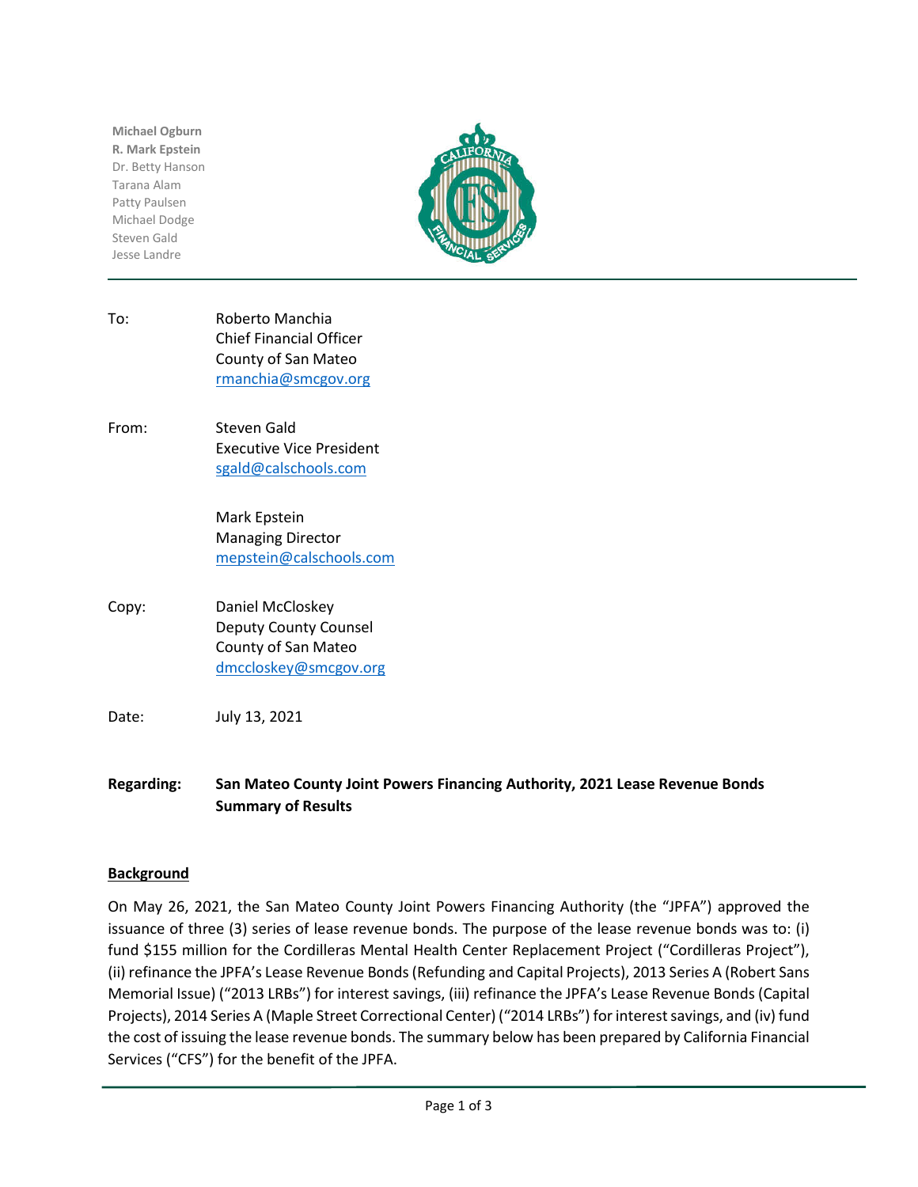**Michael Ogburn**
**R. Mark Epstein**
Dr. Betty Hanson
Tarana Alam
Patty Paulsen
Michael Dodge
Steven Gald
Jesse Landre

---

| | |
|---|---|
| To: | Roberto Manchia<br>Chief Financial Officer<br>County of San Mateo<br>rmanchia@smcgov.org |
| From: | Steven Gald<br>Executive Vice President<br>sgald@calschools.com<br><br>Mark Epstein<br>Managing Director<br>mepstein@calschools.com |
| Copy: | Daniel McCloskey<br>Deputy County Counsel<br>County of San Mateo<br>dmccloskey@smcgov.org |
| Date: | July 13, 2021 |

**Regarding: San Mateo County Joint Powers Financing Authority, 2021 Lease Revenue Bonds Summary of Results**

## Background

On May 26, 2021, the San Mateo County Joint Powers Financing Authority (the "JPFA") approved the issuance of three (3) series of lease revenue bonds. The purpose of the lease revenue bonds was to: (i) fund $155 million for the Cordilleras Mental Health Center Replacement Project ("Cordilleras Project"), (ii) refinance the JPFA's Lease Revenue Bonds (Refunding and Capital Projects), 2013 Series A (Robert Sans Memorial Issue) ("2013 LRBs") for interest savings, (iii) refinance the JPFA's Lease Revenue Bonds (Capital Projects), 2014 Series A (Maple Street Correctional Center) ("2014 LRBs") for interest savings, and (iv) fund the cost of issuing the lease revenue bonds. The summary below has been prepared by California Financial Services ("CFS") for the benefit of the JPFA.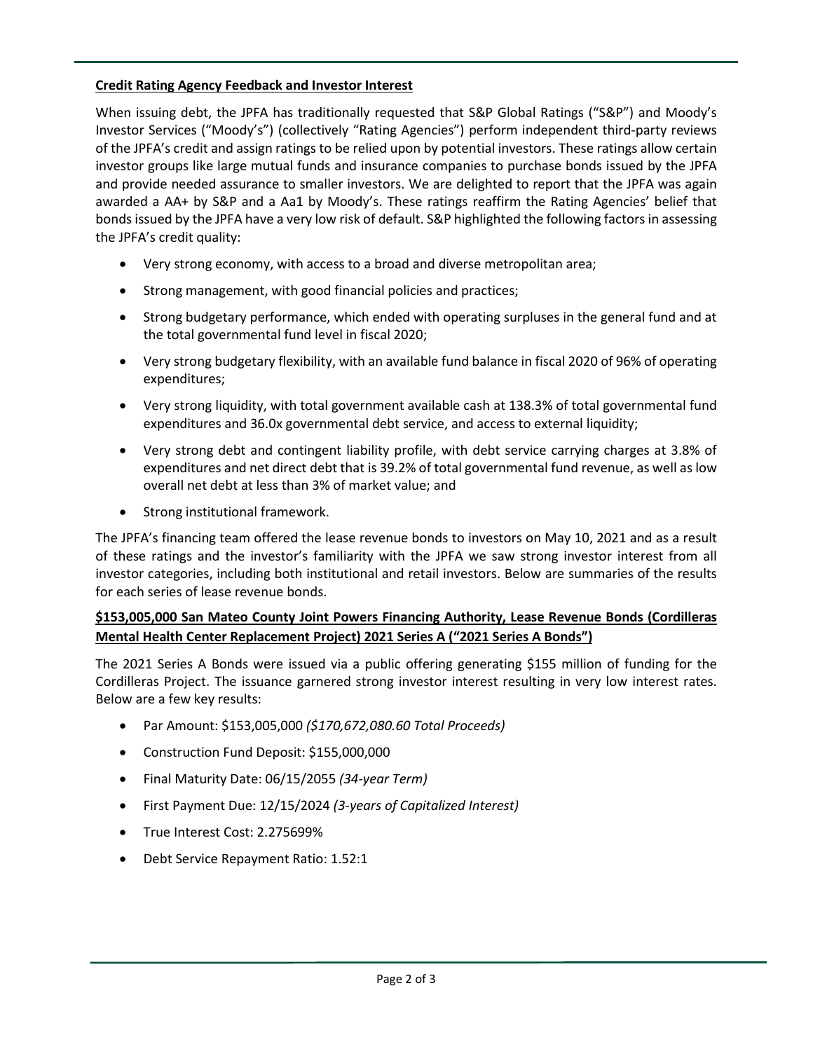**Credit Rating Agency Feedback and Investor Interest**

When issuing debt, the JPFA has traditionally requested that S&P Global Ratings ("S&P") and Moody's Investor Services ("Moody's") (collectively "Rating Agencies") perform independent third-party reviews of the JPFA's credit and assign ratings to be relied upon by potential investors. These ratings allow certain investor groups like large mutual funds and insurance companies to purchase bonds issued by the JPFA and provide needed assurance to smaller investors. We are delighted to report that the JPFA was again awarded a AA+ by S&P and a Aa1 by Moody's. These ratings reaffirm the Rating Agencies' belief that bonds issued by the JPFA have a very low risk of default. S&P highlighted the following factors in assessing the JPFA's credit quality:

- Very strong economy, with access to a broad and diverse metropolitan area;
- Strong management, with good financial policies and practices;
- Strong budgetary performance, which ended with operating surpluses in the general fund and at the total governmental fund level in fiscal 2020;
- Very strong budgetary flexibility, with an available fund balance in fiscal 2020 of 96% of operating expenditures;
- Very strong liquidity, with total government available cash at 138.3% of total governmental fund expenditures and 36.0x governmental debt service, and access to external liquidity;
- Very strong debt and contingent liability profile, with debt service carrying charges at 3.8% of expenditures and net direct debt that is 39.2% of total governmental fund revenue, as well as low overall net debt at less than 3% of market value; and
- Strong institutional framework.

The JPFA's financing team offered the lease revenue bonds to investors on May 10, 2021 and as a result of these ratings and the investor's familiarity with the JPFA we saw strong investor interest from all investor categories, including both institutional and retail investors. Below are summaries of the results for each series of lease revenue bonds.

**$153,005,000 San Mateo County Joint Powers Financing Authority, Lease Revenue Bonds (Cordilleras Mental Health Center Replacement Project) 2021 Series A ("2021 Series A Bonds")**

The 2021 Series A Bonds were issued via a public offering generating $155 million of funding for the Cordilleras Project. The issuance garnered strong investor interest resulting in very low interest rates. Below are a few key results:

- Par Amount: $153,005,000 *($170,672,080.60 Total Proceeds)*
- Construction Fund Deposit: $155,000,000
- Final Maturity Date: 06/15/2055 *(34-year Term)*
- First Payment Due: 12/15/2024 *(3-years of Capitalized Interest)*
- True Interest Cost: 2.275699%
- Debt Service Repayment Ratio: 1.52:1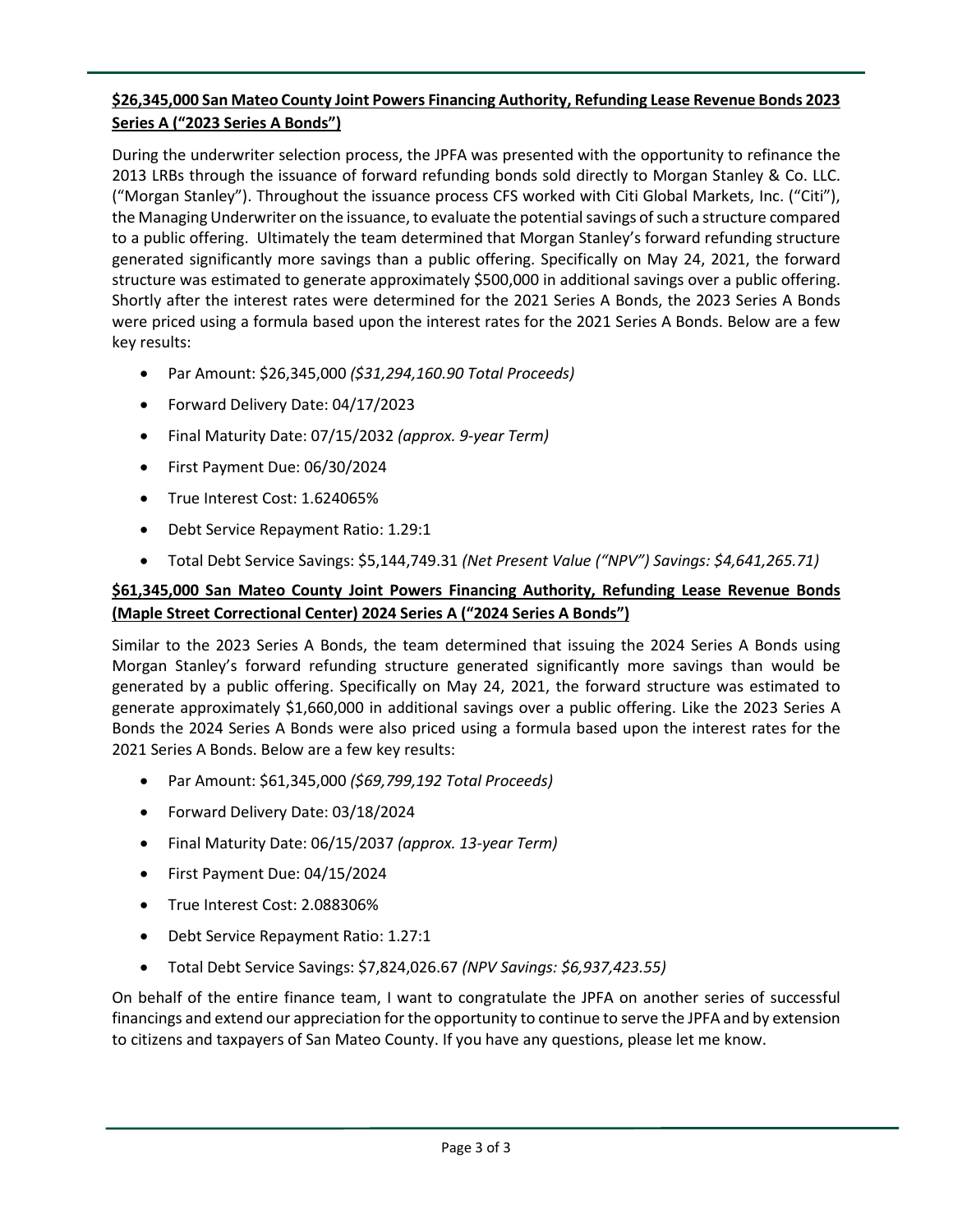**$26,345,000 San Mateo County Joint Powers Financing Authority, Refunding Lease Revenue Bonds 2023 Series A ("2023 Series A Bonds")**

During the underwriter selection process, the JPFA was presented with the opportunity to refinance the 2013 LRBs through the issuance of forward refunding bonds sold directly to Morgan Stanley & Co. LLC. ("Morgan Stanley"). Throughout the issuance process CFS worked with Citi Global Markets, Inc. ("Citi"), the Managing Underwriter on the issuance, to evaluate the potential savings of such a structure compared to a public offering. Ultimately the team determined that Morgan Stanley's forward refunding structure generated significantly more savings than a public offering. Specifically on May 24, 2021, the forward structure was estimated to generate approximately $500,000 in additional savings over a public offering. Shortly after the interest rates were determined for the 2021 Series A Bonds, the 2023 Series A Bonds were priced using a formula based upon the interest rates for the 2021 Series A Bonds. Below are a few key results:

- Par Amount: $26,345,000 *($31,294,160.90 Total Proceeds)*
- Forward Delivery Date: 04/17/2023
- Final Maturity Date: 07/15/2032 *(approx. 9-year Term)*
- First Payment Due: 06/30/2024
- True Interest Cost: 1.624065%
- Debt Service Repayment Ratio: 1.29:1
- Total Debt Service Savings: $5,144,749.31 *(Net Present Value ("NPV") Savings: $4,641,265.71)*

**$61,345,000 San Mateo County Joint Powers Financing Authority, Refunding Lease Revenue Bonds (Maple Street Correctional Center) 2024 Series A ("2024 Series A Bonds")**

Similar to the 2023 Series A Bonds, the team determined that issuing the 2024 Series A Bonds using Morgan Stanley's forward refunding structure generated significantly more savings than would be generated by a public offering. Specifically on May 24, 2021, the forward structure was estimated to generate approximately $1,660,000 in additional savings over a public offering. Like the 2023 Series A Bonds the 2024 Series A Bonds were also priced using a formula based upon the interest rates for the 2021 Series A Bonds. Below are a few key results:

- Par Amount: $61,345,000 *($69,799,192 Total Proceeds)*
- Forward Delivery Date: 03/18/2024
- Final Maturity Date: 06/15/2037 *(approx. 13-year Term)*
- First Payment Due: 04/15/2024
- True Interest Cost: 2.088306%
- Debt Service Repayment Ratio: 1.27:1
- Total Debt Service Savings: $7,824,026.67 *(NPV Savings: $6,937,423.55)*

On behalf of the entire finance team, I want to congratulate the JPFA on another series of successful financings and extend our appreciation for the opportunity to continue to serve the JPFA and by extension to citizens and taxpayers of San Mateo County. If you have any questions, please let me know.